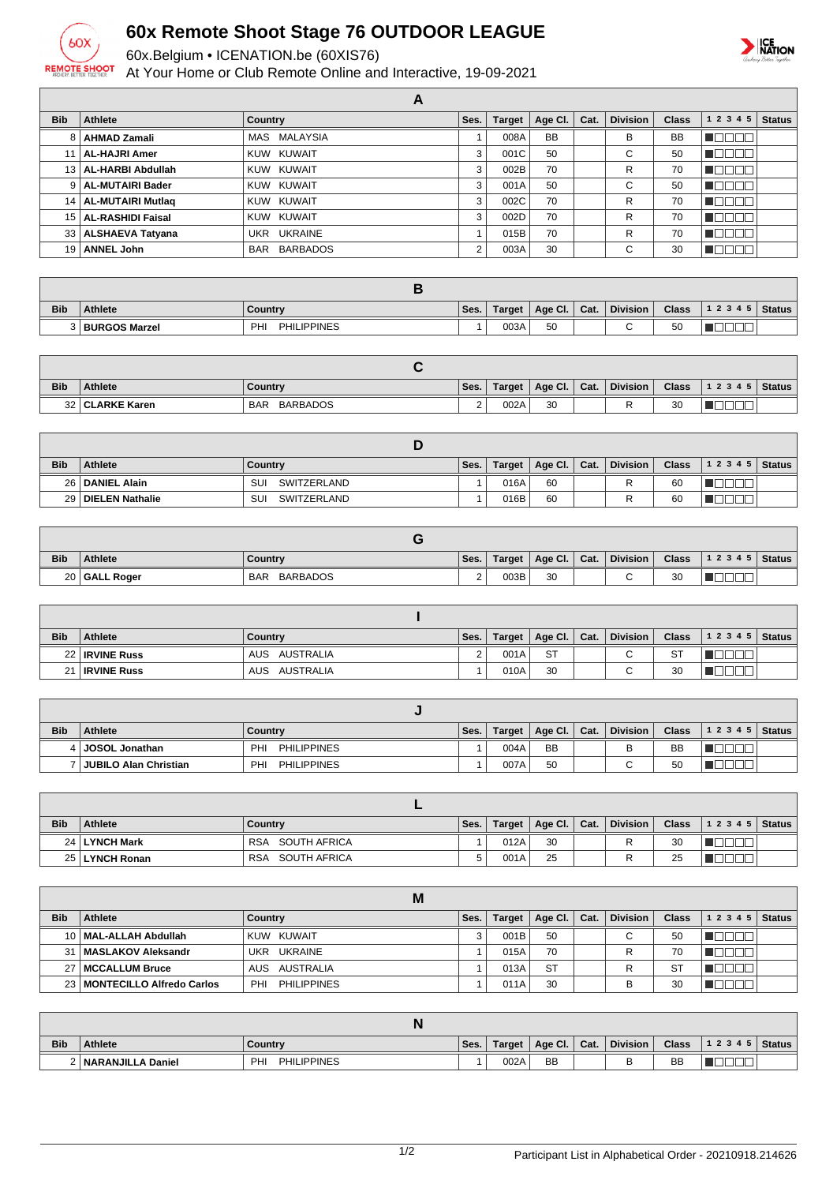# 60x Remote Shoot Stage 76 OUTDOOR LEAGUE

60x.Belgium • ICENATION.be (60XIS76)

At Your Home or Club Remote Online and Interactive, 19-09-2021

## A

| Bib | Athlete | Country | Ses. | Target | Age Cl. | Cat. | Division | Class | 1 2 3 4 5 | Status |
|---|---|---|---|---|---|---|---|---|---|---|
| 8 | **AHMAD Zamali** | MAS MALAYSIA | 1 | 008A | BB | | B | BB | ■□□□□ | |
| 11 | **AL-HAJRI Amer** | KUW KUWAIT | 3 | 001C | 50 | | C | 50 | ■□□□□ | |
| 13 | **AL-HARBI Abdullah** | KUW KUWAIT | 3 | 002B | 70 | | R | 70 | ■□□□□ | |
| 9 | **AL-MUTAIRI Bader** | KUW KUWAIT | 3 | 001A | 50 | | C | 50 | ■□□□□ | |
| 14 | **AL-MUTAIRI Mutlaq** | KUW KUWAIT | 3 | 002C | 70 | | R | 70 | ■□□□□ | |
| 15 | **AL-RASHIDI Faisal** | KUW KUWAIT | 3 | 002D | 70 | | R | 70 | ■□□□□ | |
| 33 | **ALSHAEVA Tatyana** | UKR UKRAINE | 1 | 015B | 70 | | R | 70 | ■□□□□ | |
| 19 | **ANNEL John** | BAR BARBADOS | 2 | 003A | 30 | | C | 30 | ■□□□□ | |

## B

| Bib | Athlete | Country | Ses. | Target | Age Cl. | Cat. | Division | Class | 1 2 3 4 5 | Status |
|---|---|---|---|---|---|---|---|---|---|---|
| 3 | **BURGOS Marzel** | PHI PHILIPPINES | 1 | 003A | 50 | | C | 50 | ■□□□□ | |

## C

| Bib | Athlete | Country | Ses. | Target | Age Cl. | Cat. | Division | Class | 1 2 3 4 5 | Status |
|---|---|---|---|---|---|---|---|---|---|---|
| 32 | **CLARKE Karen** | BAR BARBADOS | 2 | 002A | 30 | | R | 30 | ■□□□□ | |

## D

| Bib | Athlete | Country | Ses. | Target | Age Cl. | Cat. | Division | Class | 1 2 3 4 5 | Status |
|---|---|---|---|---|---|---|---|---|---|---|
| 26 | **DANIEL Alain** | SUI SWITZERLAND | 1 | 016A | 60 | | R | 60 | ■□□□□ | |
| 29 | **DIELEN Nathalie** | SUI SWITZERLAND | 1 | 016B | 60 | | R | 60 | ■□□□□ | |

## G

| Bib | Athlete | Country | Ses. | Target | Age Cl. | Cat. | Division | Class | 1 2 3 4 5 | Status |
|---|---|---|---|---|---|---|---|---|---|---|
| 20 | **GALL Roger** | BAR BARBADOS | 2 | 003B | 30 | | C | 30 | ■□□□□ | |

## I

| Bib | Athlete | Country | Ses. | Target | Age Cl. | Cat. | Division | Class | 1 2 3 4 5 | Status |
|---|---|---|---|---|---|---|---|---|---|---|
| 22 | **IRVINE Russ** | AUS AUSTRALIA | 2 | 001A | ST | | C | ST | ■□□□□ | |
| 21 | **IRVINE Russ** | AUS AUSTRALIA | 1 | 010A | 30 | | C | 30 | ■□□□□ | |

## J

| Bib | Athlete | Country | Ses. | Target | Age Cl. | Cat. | Division | Class | 1 2 3 4 5 | Status |
|---|---|---|---|---|---|---|---|---|---|---|
| 4 | **JOSOL Jonathan** | PHI PHILIPPINES | 1 | 004A | BB | | B | BB | ■□□□□ | |
| 7 | **JUBILO Alan Christian** | PHI PHILIPPINES | 1 | 007A | 50 | | C | 50 | ■□□□□ | |

## L

| Bib | Athlete | Country | Ses. | Target | Age Cl. | Cat. | Division | Class | 1 2 3 4 5 | Status |
|---|---|---|---|---|---|---|---|---|---|---|
| 24 | **LYNCH Mark** | RSA SOUTH AFRICA | 1 | 012A | 30 | | R | 30 | ■□□□□ | |
| 25 | **LYNCH Ronan** | RSA SOUTH AFRICA | 5 | 001A | 25 | | R | 25 | ■□□□□ | |

## M

| Bib | Athlete | Country | Ses. | Target | Age Cl. | Cat. | Division | Class | 1 2 3 4 5 | Status |
|---|---|---|---|---|---|---|---|---|---|---|
| 10 | **MAL-ALLAH Abdullah** | KUW KUWAIT | 3 | 001B | 50 | | C | 50 | ■□□□□ | |
| 31 | **MASLAKOV Aleksandr** | UKR UKRAINE | 1 | 015A | 70 | | R | 70 | ■□□□□ | |
| 27 | **MCCALLUM Bruce** | AUS AUSTRALIA | 1 | 013A | ST | | R | ST | ■□□□□ | |
| 23 | **MONTECILLO Alfredo Carlos** | PHI PHILIPPINES | 1 | 011A | 30 | | B | 30 | ■□□□□ | |

## N

| Bib | Athlete | Country | Ses. | Target | Age Cl. | Cat. | Division | Class | 1 2 3 4 5 | Status |
|---|---|---|---|---|---|---|---|---|---|---|
| 2 | **NARANJILLA Daniel** | PHI PHILIPPINES | 1 | 002A | BB | | B | BB | ■□□□□ | |

Participant List in Alphabetical Order - 20210918.214626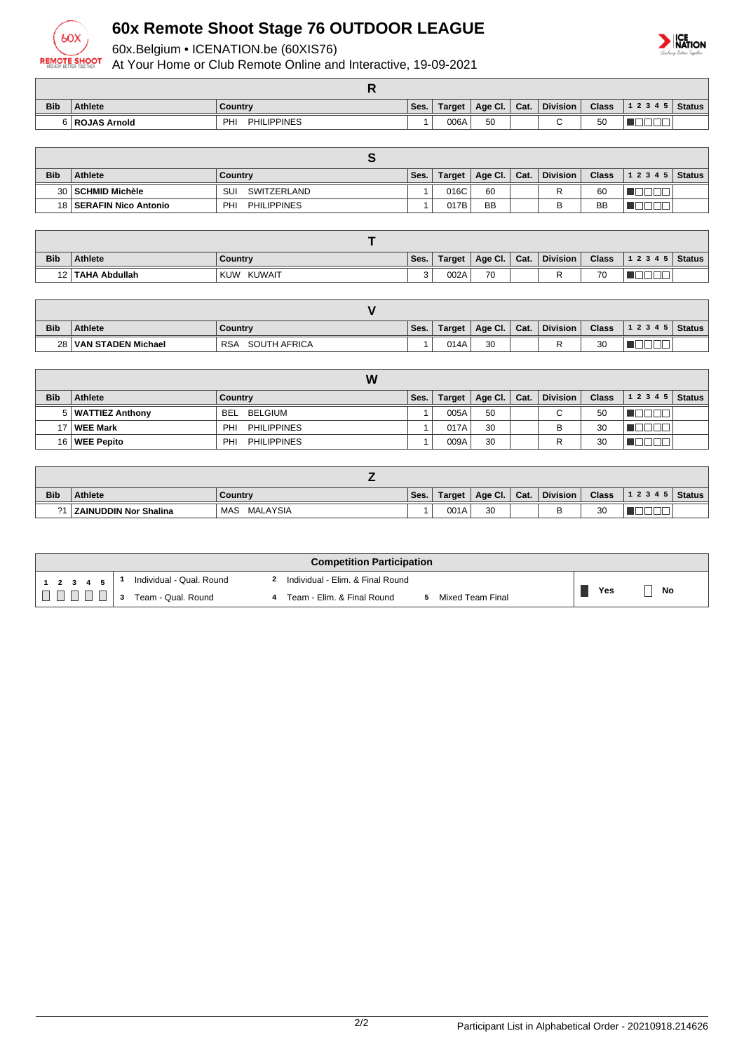# 60x Remote Shoot Stage 76 OUTDOOR LEAGUE

60x.Belgium • ICENATION.be (60XIS76)

At Your Home or Club Remote Online and Interactive, 19-09-2021

| R | | | | | | | | | | |
|---|---|---|---|---|---|---|---|---|---|---|
| **Bib** | **Athlete** | **Country** | **Ses.** | **Target** | **Age Cl.** | **Cat.** | **Division** | **Class** | **1 2 3 4 5** | **Status** |
| 6 | **ROJAS Arnold** | PHI PHILIPPINES | 1 | 006A | 50 | | C | 50 | ■□□□□ | |

| S | | | | | | | | | | |
|---|---|---|---|---|---|---|---|---|---|---|
| **Bib** | **Athlete** | **Country** | **Ses.** | **Target** | **Age Cl.** | **Cat.** | **Division** | **Class** | **1 2 3 4 5** | **Status** |
| 30 | **SCHMID Michèle** | SUI SWITZERLAND | 1 | 016C | 60 | | R | 60 | ■□□□□ | |
| 18 | **SERAFIN Nico Antonio** | PHI PHILIPPINES | 1 | 017B | BB | | B | BB | ■□□□□ | |

| T | | | | | | | | | | |
|---|---|---|---|---|---|---|---|---|---|---|
| **Bib** | **Athlete** | **Country** | **Ses.** | **Target** | **Age Cl.** | **Cat.** | **Division** | **Class** | **1 2 3 4 5** | **Status** |
| 12 | **TAHA Abdullah** | KUW KUWAIT | 3 | 002A | 70 | | R | 70 | ■□□□□ | |

| V | | | | | | | | | | |
|---|---|---|---|---|---|---|---|---|---|---|
| **Bib** | **Athlete** | **Country** | **Ses.** | **Target** | **Age Cl.** | **Cat.** | **Division** | **Class** | **1 2 3 4 5** | **Status** |
| 28 | **VAN STADEN Michael** | RSA SOUTH AFRICA | 1 | 014A | 30 | | R | 30 | ■□□□□ | |

| W | | | | | | | | | | |
|---|---|---|---|---|---|---|---|---|---|---|
| **Bib** | **Athlete** | **Country** | **Ses.** | **Target** | **Age Cl.** | **Cat.** | **Division** | **Class** | **1 2 3 4 5** | **Status** |
| 5 | **WATTIEZ Anthony** | BEL BELGIUM | 1 | 005A | 50 | | C | 50 | ■□□□□ | |
| 17 | **WEE Mark** | PHI PHILIPPINES | 1 | 017A | 30 | | B | 30 | ■□□□□ | |
| 16 | **WEE Pepito** | PHI PHILIPPINES | 1 | 009A | 30 | | R | 30 | ■□□□□ | |

| Z | | | | | | | | | | |
|---|---|---|---|---|---|---|---|---|---|---|
| **Bib** | **Athlete** | **Country** | **Ses.** | **Target** | **Age Cl.** | **Cat.** | **Division** | **Class** | **1 2 3 4 5** | **Status** |
| ?1 | **ZAINUDDIN Nor Shalina** | MAS MALAYSIA | 1 | 001A | 30 | | B | 30 | ■□□□□ | |

| Competition Participation | | | | |
|---|---|---|---|---|
| 1 2 3 4 5 | 1 Individual - Qual. Round | 2 Individual - Elim. & Final Round | | ■ Yes □ No |
| □ □ □ □ □ | 3 Team - Qual. Round | 4 Team - Elim. & Final Round | 5 Mixed Team Final | |

Participant List in Alphabetical Order - 20210918.214626